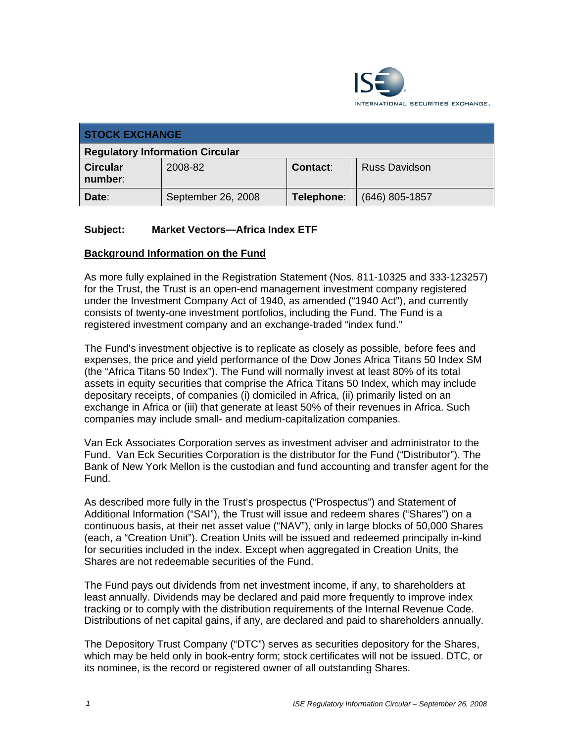| STOCK EXCHANGE | | | |
|---|---|---|---|
| **Regulatory Information Circular** | | | |
| **Circular number**: | 2008-82 | **Contact**: | Russ Davidson |
| **Date**: | September 26, 2008 | **Telephone**: | (646) 805-1857 |

**Subject: Market Vectors—Africa Index ETF**

## Background Information on the Fund

As more fully explained in the Registration Statement (Nos. 811-10325 and 333-123257) for the Trust, the Trust is an open-end management investment company registered under the Investment Company Act of 1940, as amended ("1940 Act"), and currently consists of twenty-one investment portfolios, including the Fund. The Fund is a registered investment company and an exchange-traded "index fund."

The Fund's investment objective is to replicate as closely as possible, before fees and expenses, the price and yield performance of the Dow Jones Africa Titans 50 Index SM (the "Africa Titans 50 Index"). The Fund will normally invest at least 80% of its total assets in equity securities that comprise the Africa Titans 50 Index, which may include depositary receipts, of companies (i) domiciled in Africa, (ii) primarily listed on an exchange in Africa or (iii) that generate at least 50% of their revenues in Africa. Such companies may include small- and medium-capitalization companies.

Van Eck Associates Corporation serves as investment adviser and administrator to the Fund. Van Eck Securities Corporation is the distributor for the Fund ("Distributor"). The Bank of New York Mellon is the custodian and fund accounting and transfer agent for the Fund.

As described more fully in the Trust's prospectus ("Prospectus") and Statement of Additional Information ("SAI"), the Trust will issue and redeem shares ("Shares") on a continuous basis, at their net asset value ("NAV"), only in large blocks of 50,000 Shares (each, a "Creation Unit"). Creation Units will be issued and redeemed principally in-kind for securities included in the index. Except when aggregated in Creation Units, the Shares are not redeemable securities of the Fund.

The Fund pays out dividends from net investment income, if any, to shareholders at least annually. Dividends may be declared and paid more frequently to improve index tracking or to comply with the distribution requirements of the Internal Revenue Code. Distributions of net capital gains, if any, are declared and paid to shareholders annually.

The Depository Trust Company ("DTC") serves as securities depository for the Shares, which may be held only in book-entry form; stock certificates will not be issued. DTC, or its nominee, is the record or registered owner of all outstanding Shares.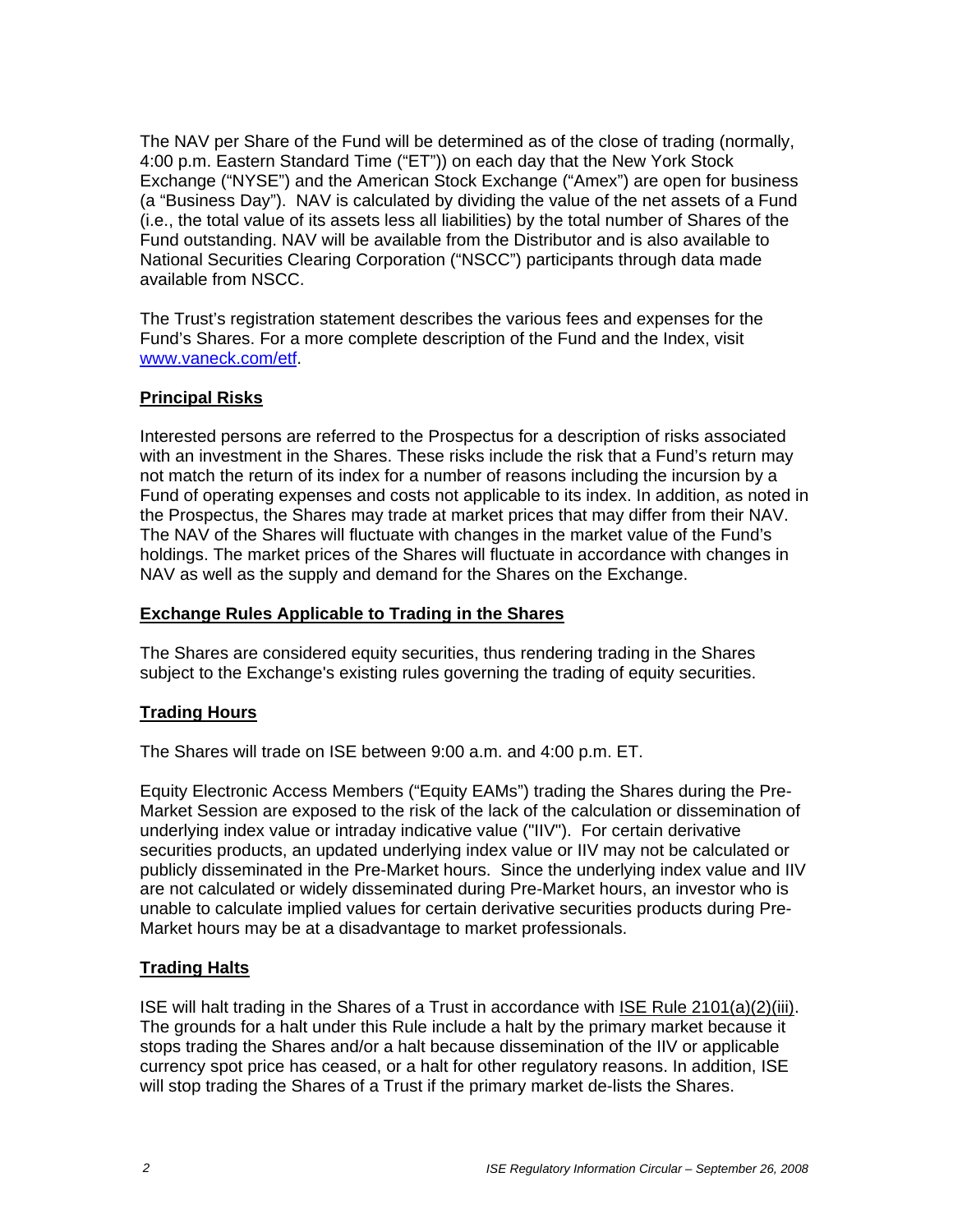The NAV per Share of the Fund will be determined as of the close of trading (normally, 4:00 p.m. Eastern Standard Time ("ET")) on each day that the New York Stock Exchange ("NYSE") and the American Stock Exchange ("Amex") are open for business (a "Business Day"). NAV is calculated by dividing the value of the net assets of a Fund (i.e., the total value of its assets less all liabilities) by the total number of Shares of the Fund outstanding. NAV will be available from the Distributor and is also available to National Securities Clearing Corporation ("NSCC") participants through data made available from NSCC.

The Trust's registration statement describes the various fees and expenses for the Fund's Shares. For a more complete description of the Fund and the Index, visit [www.vaneck.com/etf](http://www.vaneck.com/etf).

**Principal Risks**

Interested persons are referred to the Prospectus for a description of risks associated with an investment in the Shares. These risks include the risk that a Fund's return may not match the return of its index for a number of reasons including the incursion by a Fund of operating expenses and costs not applicable to its index. In addition, as noted in the Prospectus, the Shares may trade at market prices that may differ from their NAV. The NAV of the Shares will fluctuate with changes in the market value of the Fund's holdings. The market prices of the Shares will fluctuate in accordance with changes in NAV as well as the supply and demand for the Shares on the Exchange.

**Exchange Rules Applicable to Trading in the Shares**

The Shares are considered equity securities, thus rendering trading in the Shares subject to the Exchange's existing rules governing the trading of equity securities.

**Trading Hours**

The Shares will trade on ISE between 9:00 a.m. and 4:00 p.m. ET.

Equity Electronic Access Members ("Equity EAMs") trading the Shares during the Pre-Market Session are exposed to the risk of the lack of the calculation or dissemination of underlying index value or intraday indicative value ("IIV"). For certain derivative securities products, an updated underlying index value or IIV may not be calculated or publicly disseminated in the Pre-Market hours. Since the underlying index value and IIV are not calculated or widely disseminated during Pre-Market hours, an investor who is unable to calculate implied values for certain derivative securities products during Pre-Market hours may be at a disadvantage to market professionals.

**Trading Halts**

ISE will halt trading in the Shares of a Trust in accordance with ISE Rule 2101(a)(2)(iii). The grounds for a halt under this Rule include a halt by the primary market because it stops trading the Shares and/or a halt because dissemination of the IIV or applicable currency spot price has ceased, or a halt for other regulatory reasons. In addition, ISE will stop trading the Shares of a Trust if the primary market de-lists the Shares.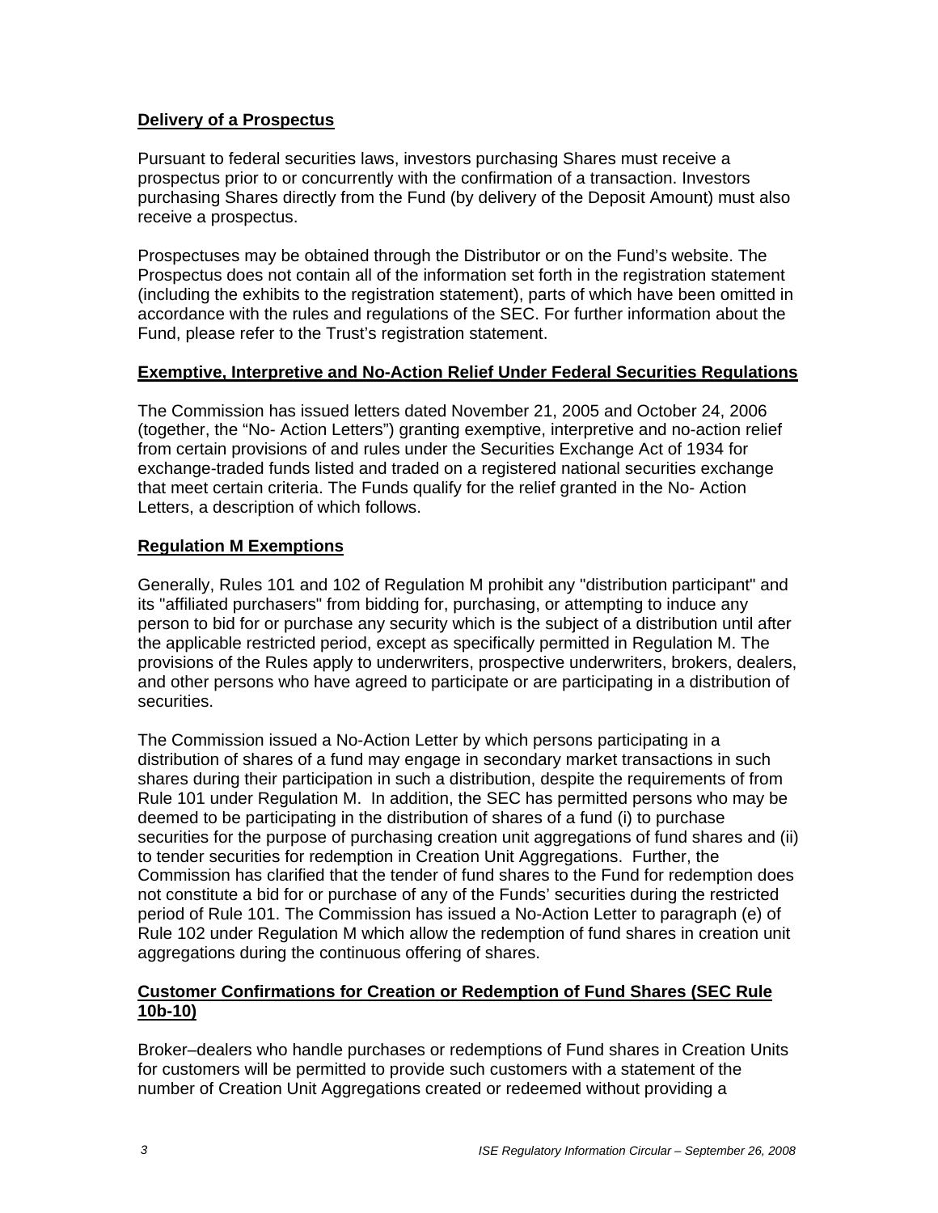**Delivery of a Prospectus**

Pursuant to federal securities laws, investors purchasing Shares must receive a prospectus prior to or concurrently with the confirmation of a transaction. Investors purchasing Shares directly from the Fund (by delivery of the Deposit Amount) must also receive a prospectus.

Prospectuses may be obtained through the Distributor or on the Fund's website. The Prospectus does not contain all of the information set forth in the registration statement (including the exhibits to the registration statement), parts of which have been omitted in accordance with the rules and regulations of the SEC. For further information about the Fund, please refer to the Trust's registration statement.

**Exemptive, Interpretive and No-Action Relief Under Federal Securities Regulations**

The Commission has issued letters dated November 21, 2005 and October 24, 2006 (together, the "No- Action Letters") granting exemptive, interpretive and no-action relief from certain provisions of and rules under the Securities Exchange Act of 1934 for exchange-traded funds listed and traded on a registered national securities exchange that meet certain criteria. The Funds qualify for the relief granted in the No- Action Letters, a description of which follows.

**Regulation M Exemptions**

Generally, Rules 101 and 102 of Regulation M prohibit any "distribution participant" and its "affiliated purchasers" from bidding for, purchasing, or attempting to induce any person to bid for or purchase any security which is the subject of a distribution until after the applicable restricted period, except as specifically permitted in Regulation M. The provisions of the Rules apply to underwriters, prospective underwriters, brokers, dealers, and other persons who have agreed to participate or are participating in a distribution of securities.

The Commission issued a No-Action Letter by which persons participating in a distribution of shares of a fund may engage in secondary market transactions in such shares during their participation in such a distribution, despite the requirements of from Rule 101 under Regulation M. In addition, the SEC has permitted persons who may be deemed to be participating in the distribution of shares of a fund (i) to purchase securities for the purpose of purchasing creation unit aggregations of fund shares and (ii) to tender securities for redemption in Creation Unit Aggregations. Further, the Commission has clarified that the tender of fund shares to the Fund for redemption does not constitute a bid for or purchase of any of the Funds' securities during the restricted period of Rule 101. The Commission has issued a No-Action Letter to paragraph (e) of Rule 102 under Regulation M which allow the redemption of fund shares in creation unit aggregations during the continuous offering of shares.

**Customer Confirmations for Creation or Redemption of Fund Shares (SEC Rule 10b-10)**

Broker–dealers who handle purchases or redemptions of Fund shares in Creation Units for customers will be permitted to provide such customers with a statement of the number of Creation Unit Aggregations created or redeemed without providing a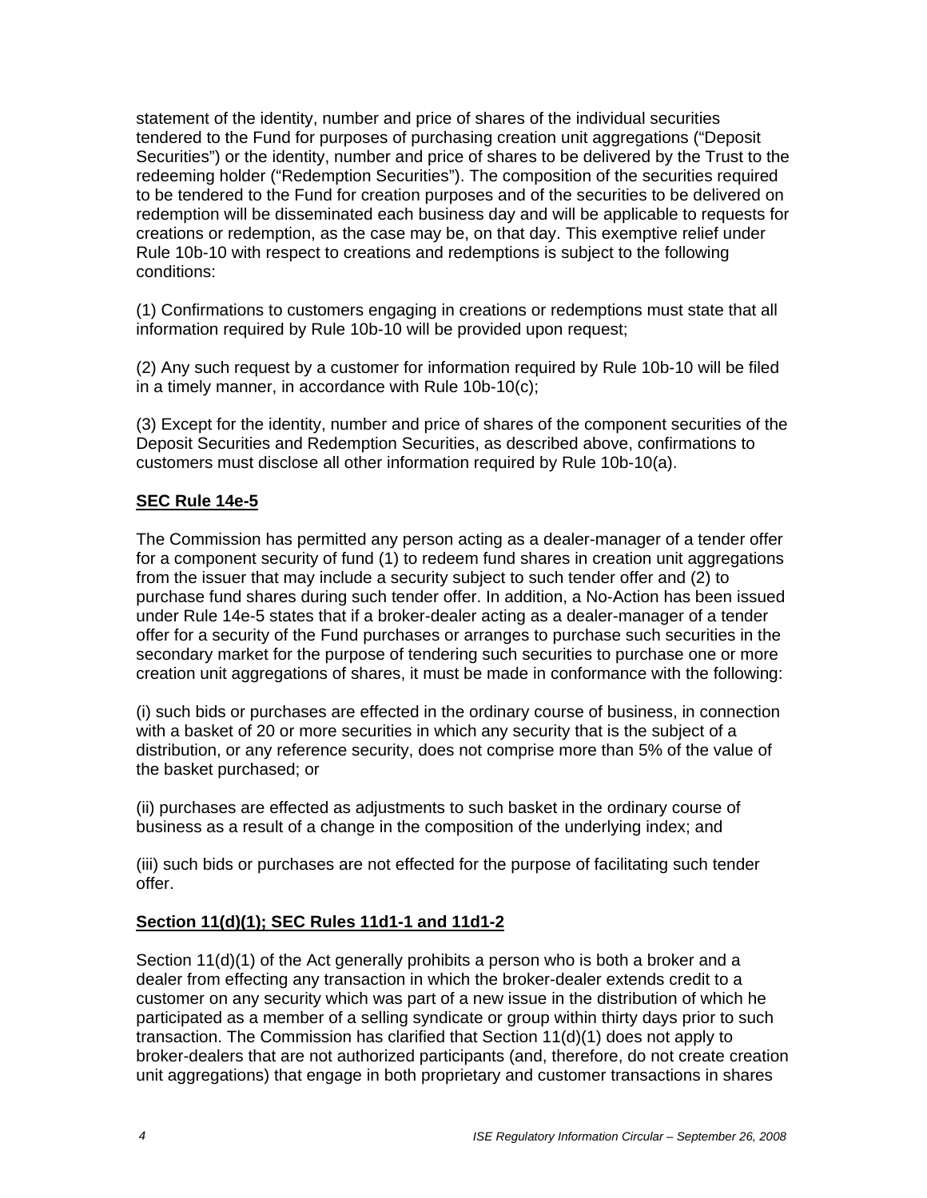statement of the identity, number and price of shares of the individual securities tendered to the Fund for purposes of purchasing creation unit aggregations ("Deposit Securities") or the identity, number and price of shares to be delivered by the Trust to the redeeming holder ("Redemption Securities"). The composition of the securities required to be tendered to the Fund for creation purposes and of the securities to be delivered on redemption will be disseminated each business day and will be applicable to requests for creations or redemption, as the case may be, on that day. This exemptive relief under Rule 10b-10 with respect to creations and redemptions is subject to the following conditions:

(1) Confirmations to customers engaging in creations or redemptions must state that all information required by Rule 10b-10 will be provided upon request;

(2) Any such request by a customer for information required by Rule 10b-10 will be filed in a timely manner, in accordance with Rule 10b-10(c);

(3) Except for the identity, number and price of shares of the component securities of the Deposit Securities and Redemption Securities, as described above, confirmations to customers must disclose all other information required by Rule 10b-10(a).

**SEC Rule 14e-5**

The Commission has permitted any person acting as a dealer-manager of a tender offer for a component security of fund (1) to redeem fund shares in creation unit aggregations from the issuer that may include a security subject to such tender offer and (2) to purchase fund shares during such tender offer. In addition, a No-Action has been issued under Rule 14e-5 states that if a broker-dealer acting as a dealer-manager of a tender offer for a security of the Fund purchases or arranges to purchase such securities in the secondary market for the purpose of tendering such securities to purchase one or more creation unit aggregations of shares, it must be made in conformance with the following:

(i) such bids or purchases are effected in the ordinary course of business, in connection with a basket of 20 or more securities in which any security that is the subject of a distribution, or any reference security, does not comprise more than 5% of the value of the basket purchased; or

(ii) purchases are effected as adjustments to such basket in the ordinary course of business as a result of a change in the composition of the underlying index; and

(iii) such bids or purchases are not effected for the purpose of facilitating such tender offer.

**Section 11(d)(1); SEC Rules 11d1-1 and 11d1-2**

Section 11(d)(1) of the Act generally prohibits a person who is both a broker and a dealer from effecting any transaction in which the broker-dealer extends credit to a customer on any security which was part of a new issue in the distribution of which he participated as a member of a selling syndicate or group within thirty days prior to such transaction. The Commission has clarified that Section 11(d)(1) does not apply to broker-dealers that are not authorized participants (and, therefore, do not create creation unit aggregations) that engage in both proprietary and customer transactions in shares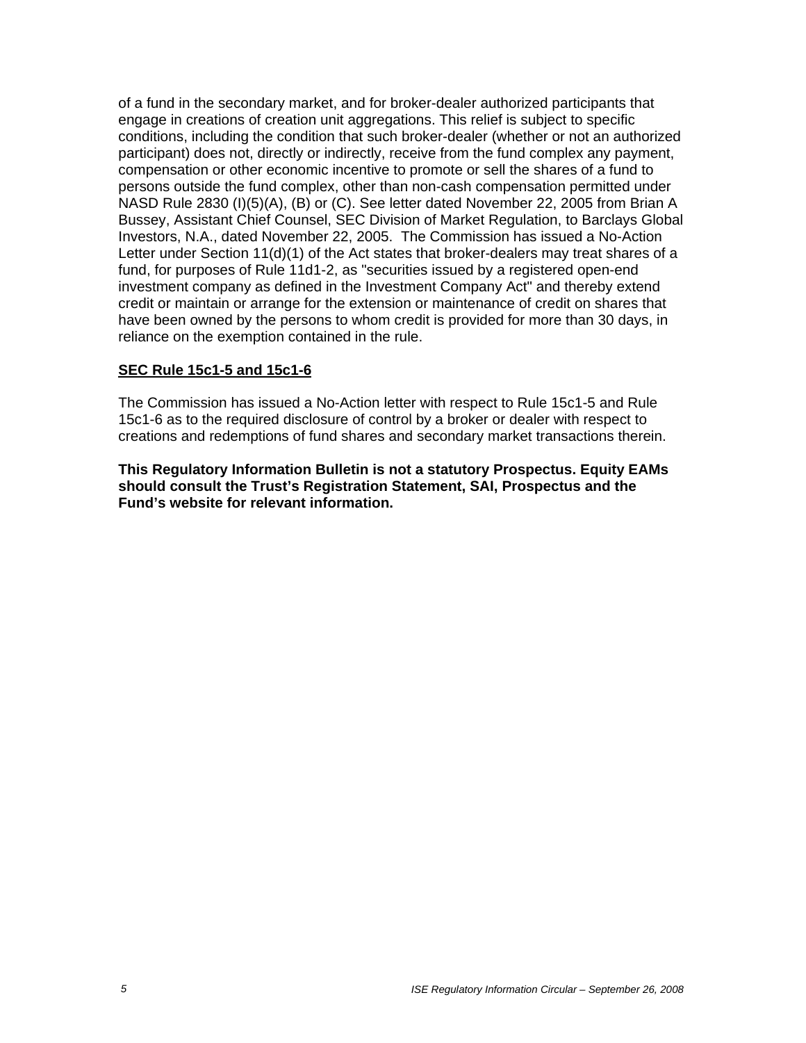of a fund in the secondary market, and for broker-dealer authorized participants that engage in creations of creation unit aggregations. This relief is subject to specific conditions, including the condition that such broker-dealer (whether or not an authorized participant) does not, directly or indirectly, receive from the fund complex any payment, compensation or other economic incentive to promote or sell the shares of a fund to persons outside the fund complex, other than non-cash compensation permitted under NASD Rule 2830 (I)(5)(A), (B) or (C). See letter dated November 22, 2005 from Brian A Bussey, Assistant Chief Counsel, SEC Division of Market Regulation, to Barclays Global Investors, N.A., dated November 22, 2005. The Commission has issued a No-Action Letter under Section 11(d)(1) of the Act states that broker-dealers may treat shares of a fund, for purposes of Rule 11d1-2, as "securities issued by a registered open-end investment company as defined in the Investment Company Act" and thereby extend credit or maintain or arrange for the extension or maintenance of credit on shares that have been owned by the persons to whom credit is provided for more than 30 days, in reliance on the exemption contained in the rule.

**SEC Rule 15c1-5 and 15c1-6**

The Commission has issued a No-Action letter with respect to Rule 15c1-5 and Rule 15c1-6 as to the required disclosure of control by a broker or dealer with respect to creations and redemptions of fund shares and secondary market transactions therein.

**This Regulatory Information Bulletin is not a statutory Prospectus. Equity EAMs should consult the Trust's Registration Statement, SAI, Prospectus and the Fund's website for relevant information.**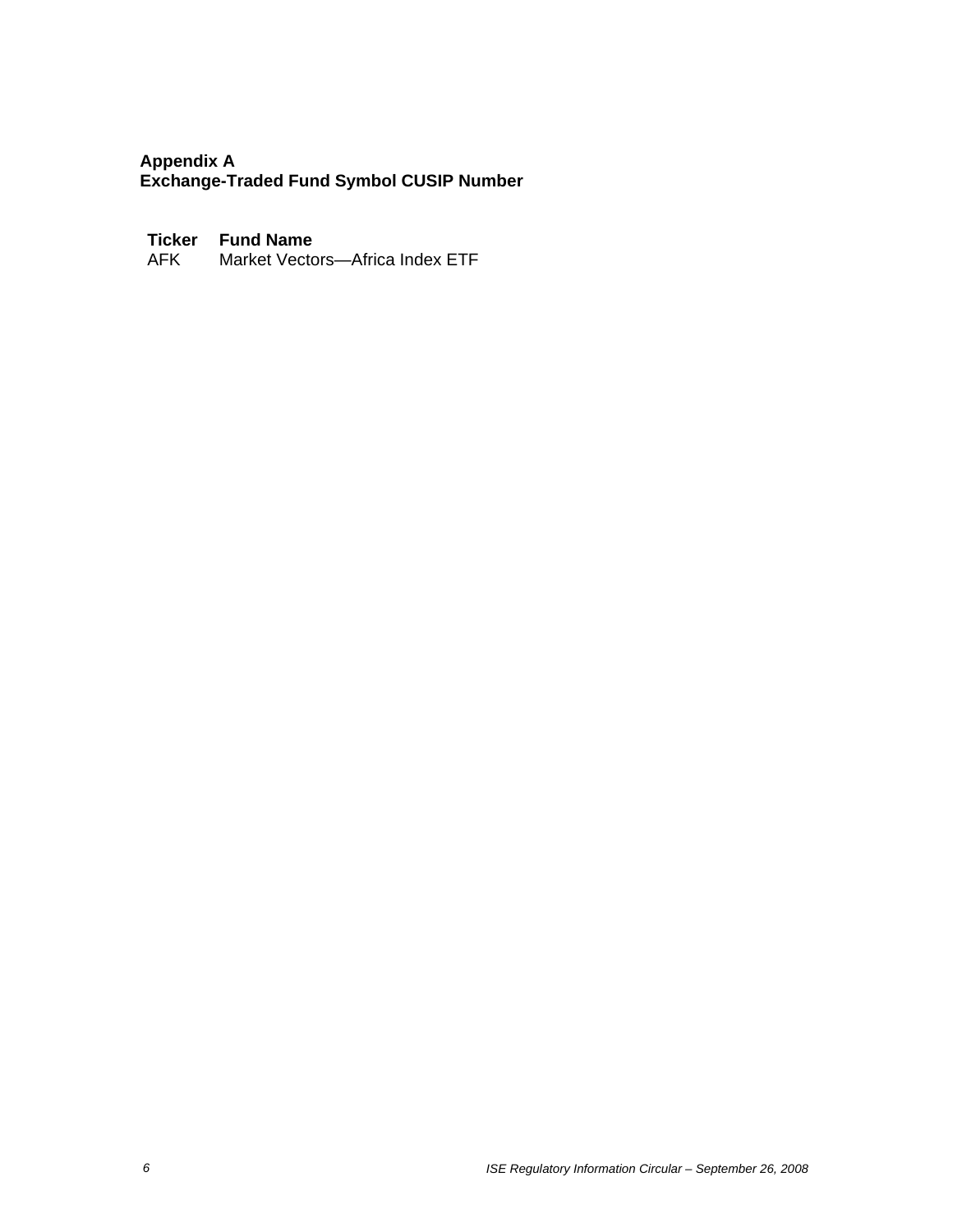**Appendix A**
**Exchange-Traded Fund Symbol CUSIP Number**

| Ticker | Fund Name |
|---|---|
| AFK | Market Vectors—Africa Index ETF |